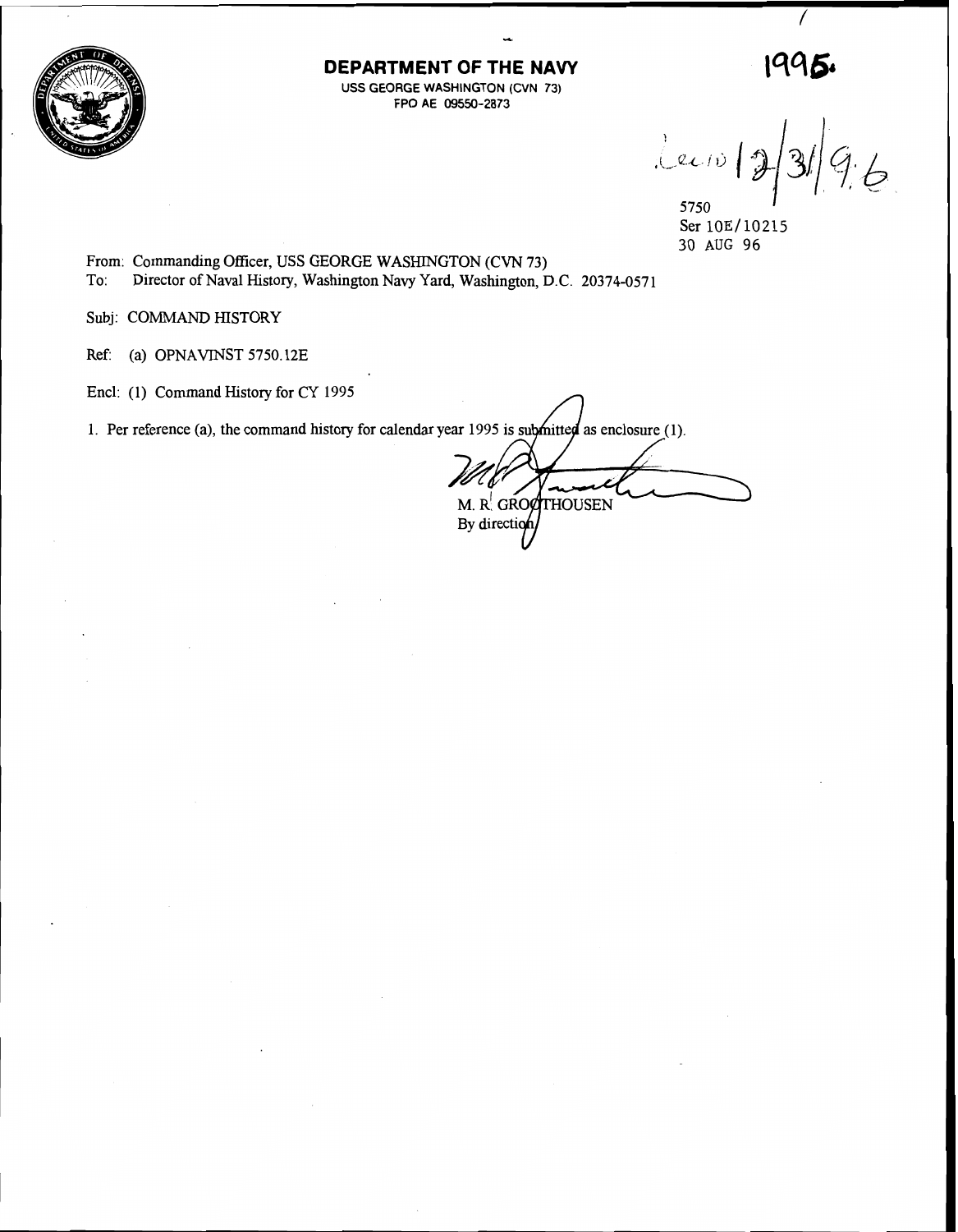**DEPARTMENT OF THE NAVY**
USS GEORGE WASHINGTON (CVN 73)
FPO AE 09550-2873

1995.

Rec'd 12/31/96

5750
Ser 10E/10215
30 AUG 96

From: Commanding Officer, USS GEORGE WASHINGTON (CVN 73)
To: Director of Naval History, Washington Navy Yard, Washington, D.C. 20374-0571

Subj: COMMAND HISTORY

Ref: (a) OPNAVINST 5750.12E

Encl: (1) Command History for CY 1995

1. Per reference (a), the command history for calendar year 1995 is submitted as enclosure (1).

M. R. GROOTHOUSEN
By direction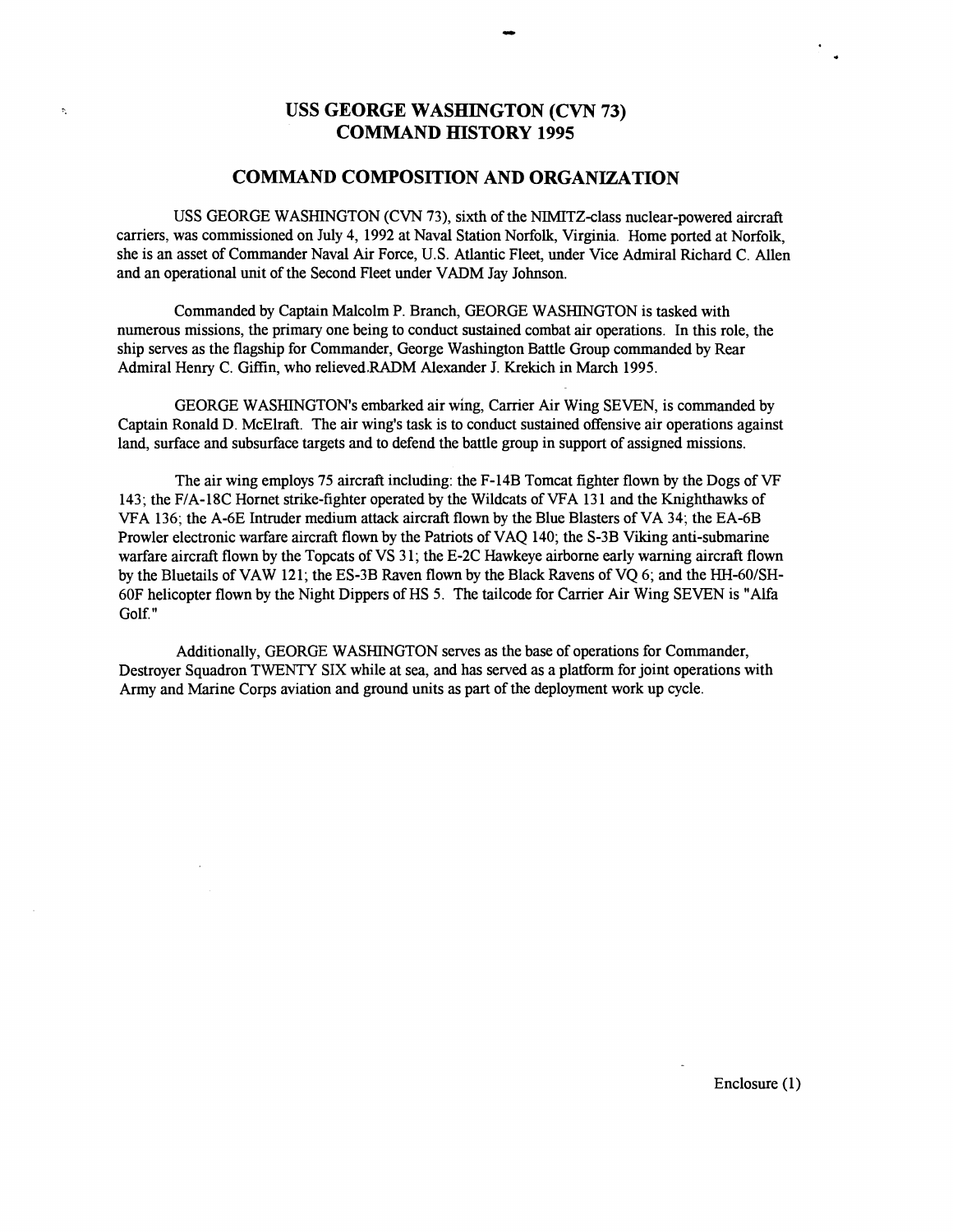# USS GEORGE WASHINGTON (CVN 73)
# COMMAND HISTORY 1995

## COMMAND COMPOSITION AND ORGANIZATION

USS GEORGE WASHINGTON (CVN 73), sixth of the NIMITZ-class nuclear-powered aircraft carriers, was commissioned on July 4, 1992 at Naval Station Norfolk, Virginia. Home ported at Norfolk, she is an asset of Commander Naval Air Force, U.S. Atlantic Fleet, under Vice Admiral Richard C. Allen and an operational unit of the Second Fleet under VADM Jay Johnson.

Commanded by Captain Malcolm P. Branch, GEORGE WASHINGTON is tasked with numerous missions, the primary one being to conduct sustained combat air operations. In this role, the ship serves as the flagship for Commander, George Washington Battle Group commanded by Rear Admiral Henry C. Giffin, who relieved RADM Alexander J. Krekich in March 1995.

GEORGE WASHINGTON's embarked air wing, Carrier Air Wing SEVEN, is commanded by Captain Ronald D. McElraft. The air wing's task is to conduct sustained offensive air operations against land, surface and subsurface targets and to defend the battle group in support of assigned missions.

The air wing employs 75 aircraft including: the F-14B Tomcat fighter flown by the Dogs of VF 143; the F/A-18C Hornet strike-fighter operated by the Wildcats of VFA 131 and the Knighthawks of VFA 136; the A-6E Intruder medium attack aircraft flown by the Blue Blasters of VA 34; the EA-6B Prowler electronic warfare aircraft flown by the Patriots of VAQ 140; the S-3B Viking anti-submarine warfare aircraft flown by the Topcats of VS 31; the E-2C Hawkeye airborne early warning aircraft flown by the Bluetails of VAW 121; the ES-3B Raven flown by the Black Ravens of VQ 6; and the HH-60/SH-60F helicopter flown by the Night Dippers of HS 5. The tailcode for Carrier Air Wing SEVEN is "Alfa Golf."

Additionally, GEORGE WASHINGTON serves as the base of operations for Commander, Destroyer Squadron TWENTY SIX while at sea, and has served as a platform for joint operations with Army and Marine Corps aviation and ground units as part of the deployment work up cycle.

Enclosure (1)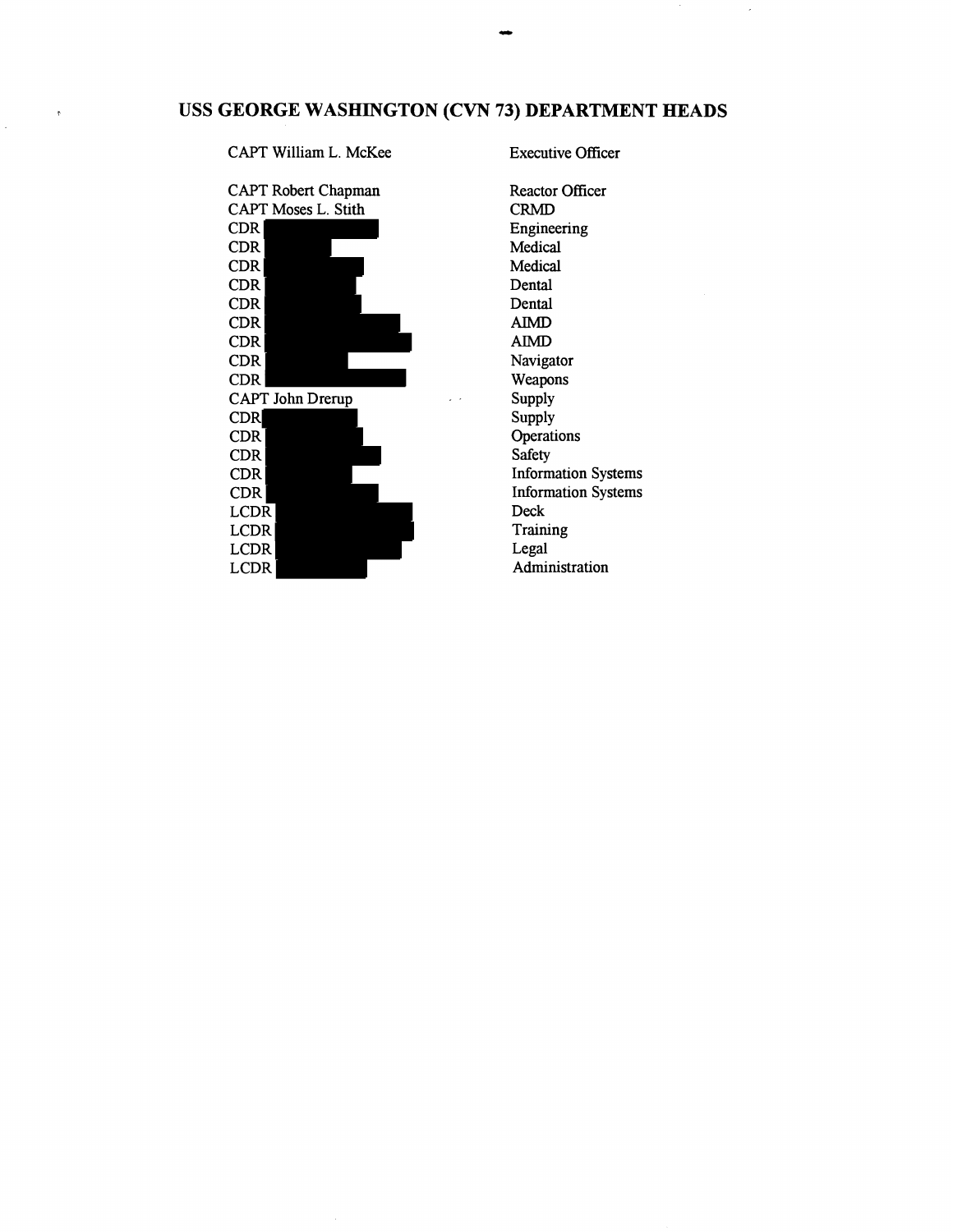# USS GEORGE WASHINGTON (CVN 73) DEPARTMENT HEADS

| | |
|---|---|
| CAPT William L. McKee | Executive Officer |
| | |
| CAPT Robert Chapman | Reactor Officer |
| CAPT Moses L. Stith | CRMD |
| CDR | Engineering |
| CDR | Medical |
| CDR | Medical |
| CDR | Dental |
| CDR | Dental |
| CDR | AIMD |
| CDR | AIMD |
| CDR | Navigator |
| CDR | Weapons |
| CAPT John Drerup | Supply |
| CDR | Supply |
| CDR | Operations |
| CDR | Safety |
| CDR | Information Systems |
| CDR | Information Systems |
| LCDR | Deck |
| LCDR | Training |
| LCDR | Legal |
| LCDR | Administration |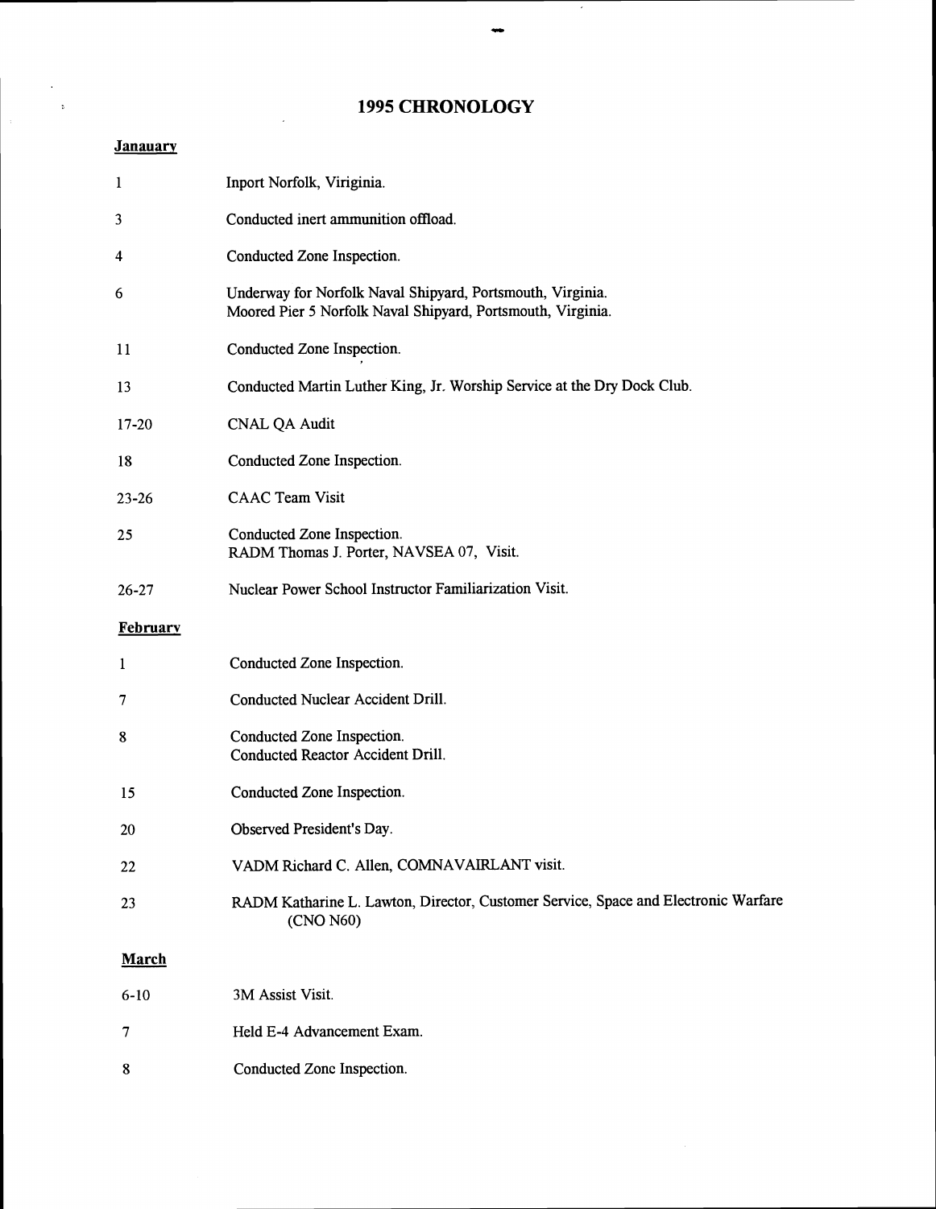# 1995 CHRONOLOGY

**Janauary**

| | |
|---|---|
| 1 | Inport Norfolk, Viriginia. |
| 3 | Conducted inert ammunition offload. |
| 4 | Conducted Zone Inspection. |
| 6 | Underway for Norfolk Naval Shipyard, Portsmouth, Virginia.<br>Moored Pier 5 Norfolk Naval Shipyard, Portsmouth, Virginia. |
| 11 | Conducted Zone Inspection. |
| 13 | Conducted Martin Luther King, Jr. Worship Service at the Dry Dock Club. |
| 17-20 | CNAL QA Audit |
| 18 | Conducted Zone Inspection. |
| 23-26 | CAAC Team Visit |
| 25 | Conducted Zone Inspection.<br>RADM Thomas J. Porter, NAVSEA 07, Visit. |
| 26-27 | Nuclear Power School Instructor Familiarization Visit. |

**February**

| | |
|---|---|
| 1 | Conducted Zone Inspection. |
| 7 | Conducted Nuclear Accident Drill. |
| 8 | Conducted Zone Inspection.<br>Conducted Reactor Accident Drill. |
| 15 | Conducted Zone Inspection. |
| 20 | Observed President's Day. |
| 22 | VADM Richard C. Allen, COMNAVAIRLANT visit. |
| 23 | RADM Katharine L. Lawton, Director, Customer Service, Space and Electronic Warfare (CNO N60) |

**March**

| | |
|---|---|
| 6-10 | 3M Assist Visit. |
| 7 | Held E-4 Advancement Exam. |
| 8 | Conducted Zone Inspection. |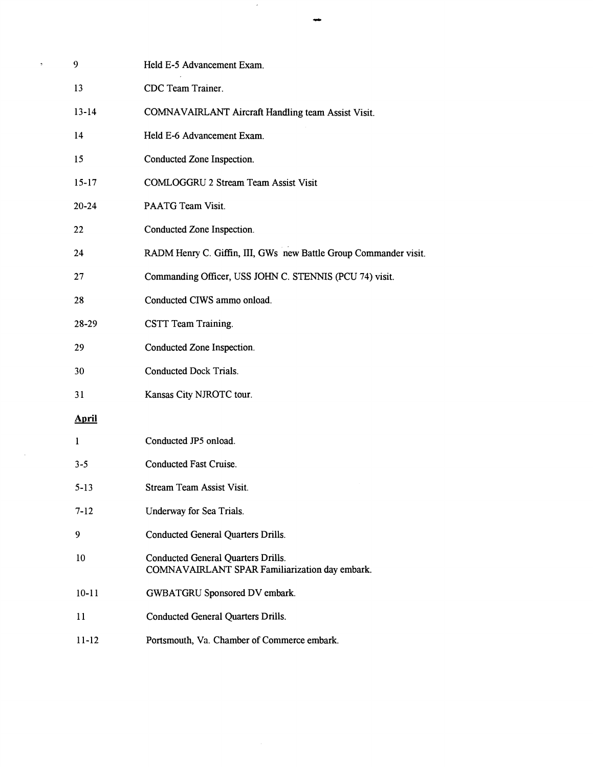| | |
|---|---|
| 9 | Held E-5 Advancement Exam. |
| 13 | CDC Team Trainer. |
| 13-14 | COMNAVAIRLANT Aircraft Handling team Assist Visit. |
| 14 | Held E-6 Advancement Exam. |
| 15 | Conducted Zone Inspection. |
| 15-17 | COMLOGGRU 2 Stream Team Assist Visit |
| 20-24 | PAATG Team Visit. |
| 22 | Conducted Zone Inspection. |
| 24 | RADM Henry C. Giffin, III, GWs new Battle Group Commander visit. |
| 27 | Commanding Officer, USS JOHN C. STENNIS (PCU 74) visit. |
| 28 | Conducted CIWS ammo onload. |
| 28-29 | CSTT Team Training. |
| 29 | Conducted Zone Inspection. |
| 30 | Conducted Dock Trials. |
| 31 | Kansas City NJROTC tour. |

**April**

| | |
|---|---|
| 1 | Conducted JP5 onload. |
| 3-5 | Conducted Fast Cruise. |
| 5-13 | Stream Team Assist Visit. |
| 7-12 | Underway for Sea Trials. |
| 9 | Conducted General Quarters Drills. |
| 10 | Conducted General Quarters Drills.<br>COMNAVAIRLANT SPAR Familiarization day embark. |
| 10-11 | GWBATGRU Sponsored DV embark. |
| 11 | Conducted General Quarters Drills. |
| 11-12 | Portsmouth, Va. Chamber of Commerce embark. |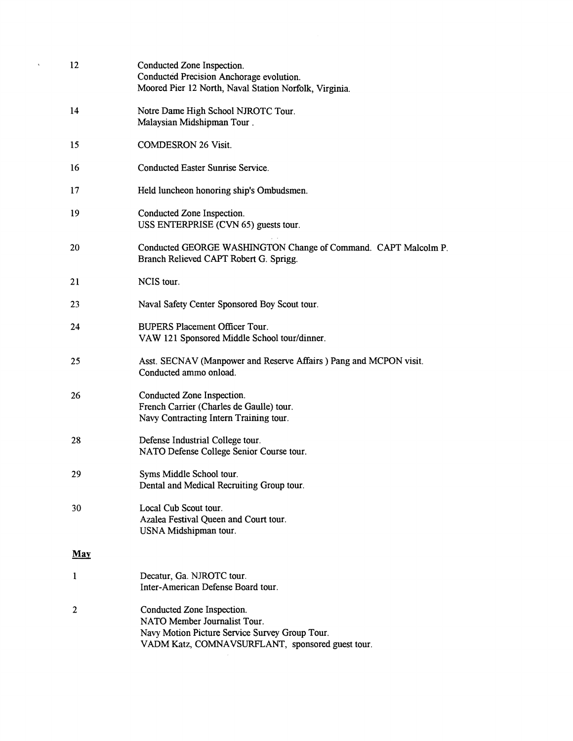| | |
|---|---|
| 12 | Conducted Zone Inspection.<br>Conducted Precision Anchorage evolution.<br>Moored Pier 12 North, Naval Station Norfolk, Virginia. |
| 14 | Notre Dame High School NJROTC Tour.<br>Malaysian Midshipman Tour . |
| 15 | COMDESRON 26 Visit. |
| 16 | Conducted Easter Sunrise Service. |
| 17 | Held luncheon honoring ship's Ombudsmen. |
| 19 | Conducted Zone Inspection.<br>USS ENTERPRISE (CVN 65) guests tour. |
| 20 | Conducted GEORGE WASHINGTON Change of Command. CAPT Malcolm P. Branch Relieved CAPT Robert G. Sprigg. |
| 21 | NCIS tour. |
| 23 | Naval Safety Center Sponsored Boy Scout tour. |
| 24 | BUPERS Placement Officer Tour.<br>VAW 121 Sponsored Middle School tour/dinner. |
| 25 | Asst. SECNAV (Manpower and Reserve Affairs ) Pang and MCPON visit.<br>Conducted ammo onload. |
| 26 | Conducted Zone Inspection.<br>French Carrier (Charles de Gaulle) tour.<br>Navy Contracting Intern Training tour. |
| 28 | Defense Industrial College tour.<br>NATO Defense College Senior Course tour. |
| 29 | Syms Middle School tour.<br>Dental and Medical Recruiting Group tour. |
| 30 | Local Cub Scout tour.<br>Azalea Festival Queen and Court tour.<br>USNA Midshipman tour. |

**May**

| | |
|---|---|
| 1 | Decatur, Ga. NJROTC tour.<br>Inter-American Defense Board tour. |
| 2 | Conducted Zone Inspection.<br>NATO Member Journalist Tour.<br>Navy Motion Picture Service Survey Group Tour.<br>VADM Katz, COMNAVSURFLANT, sponsored guest tour. |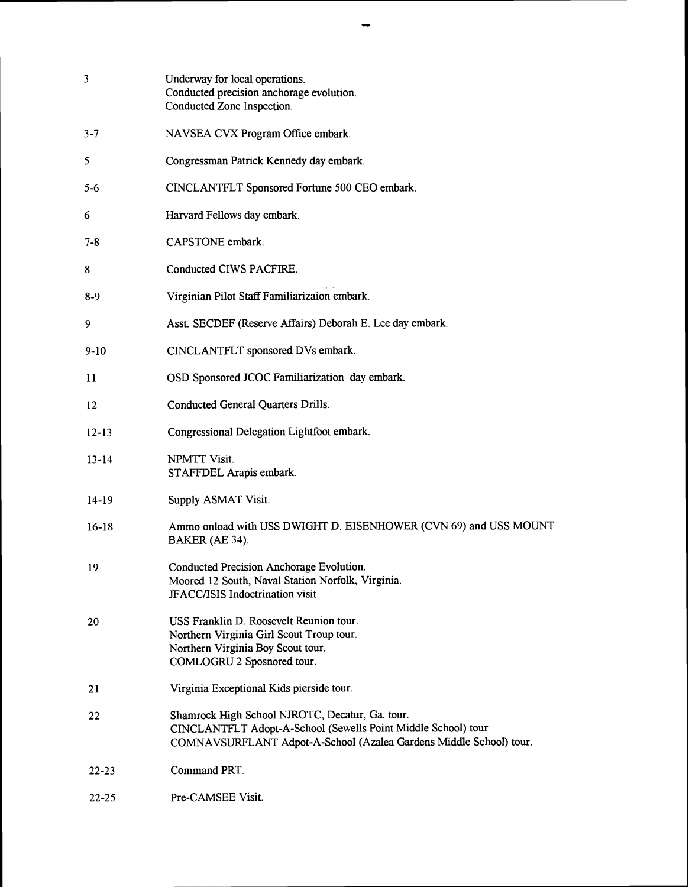| | |
|---|---|
| 3 | Underway for local operations.<br>Conducted precision anchorage evolution.<br>Conducted Zone Inspection. |
| 3-7 | NAVSEA CVX Program Office embark. |
| 5 | Congressman Patrick Kennedy day embark. |
| 5-6 | CINCLANTFLT Sponsored Fortune 500 CEO embark. |
| 6 | Harvard Fellows day embark. |
| 7-8 | CAPSTONE embark. |
| 8 | Conducted CIWS PACFIRE. |
| 8-9 | Virginian Pilot Staff Familiarizaion embark. |
| 9 | Asst. SECDEF (Reserve Affairs) Deborah E. Lee day embark. |
| 9-10 | CINCLANTFLT sponsored DVs embark. |
| 11 | OSD Sponsored JCOC Familiarization day embark. |
| 12 | Conducted General Quarters Drills. |
| 12-13 | Congressional Delegation Lightfoot embark. |
| 13-14 | NPMTT Visit.<br>STAFFDEL Arapis embark. |
| 14-19 | Supply ASMAT Visit. |
| 16-18 | Ammo onload with USS DWIGHT D. EISENHOWER (CVN 69) and USS MOUNT BAKER (AE 34). |
| 19 | Conducted Precision Anchorage Evolution.<br>Moored 12 South, Naval Station Norfolk, Virginia.<br>JFACC/ISIS Indoctrination visit. |
| 20 | USS Franklin D. Roosevelt Reunion tour.<br>Northern Virginia Girl Scout Troup tour.<br>Northern Virginia Boy Scout tour.<br>COMLOGRU 2 Sposnored tour. |
| 21 | Virginia Exceptional Kids pierside tour. |
| 22 | Shamrock High School NJROTC, Decatur, Ga. tour.<br>CINCLANTFLT Adopt-A-School (Sewells Point Middle School) tour<br>COMNAVSURFLANT Adpot-A-School (Azalea Gardens Middle School) tour. |
| 22-23 | Command PRT. |
| 22-25 | Pre-CAMSEE Visit. |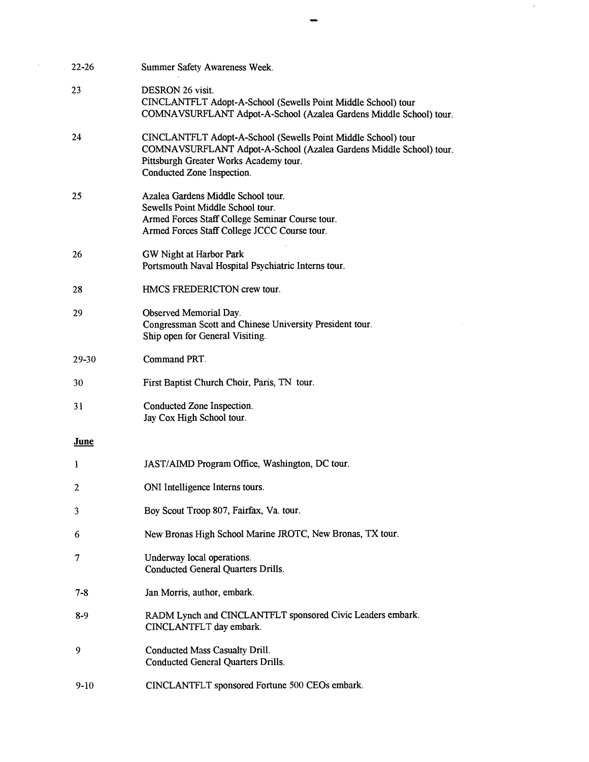22-26 Summer Safety Awareness Week.

23 DESRON 26 visit.
CINCLANTFLT Adopt-A-School (Sewells Point Middle School) tour
COMNAVSURFLANT Adpot-A-School (Azalea Gardens Middle School) tour.

24 CINCLANTFLT Adopt-A-School (Sewells Point Middle School) tour
COMNAVSURFLANT Adpot-A-School (Azalea Gardens Middle School) tour.
Pittsburgh Greater Works Academy tour.
Conducted Zone Inspection.

25 Azalea Gardens Middle School tour.
Sewells Point Middle School tour.
Armed Forces Staff College Seminar Course tour.
Armed Forces Staff College JCCC Course tour.

26 GW Night at Harbor Park
Portsmouth Naval Hospital Psychiatric Interns tour.

28 HMCS FREDERICTON crew tour.

29 Observed Memorial Day.
Congressman Scott and Chinese University President tour.
Ship open for General Visiting.

29-30 Command PRT.

30 First Baptist Church Choir, Paris, TN tour.

31 Conducted Zone Inspection.
Jay Cox High School tour.

**June**

1 JAST/AIMD Program Office, Washington, DC tour.

2 ONI Intelligence Interns tours.

3 Boy Scout Troop 807, Fairfax, Va. tour.

6 New Bronas High School Marine JROTC, New Bronas, TX tour.

7 Underway local operations.
Conducted General Quarters Drills.

7-8 Jan Morris, author, embark.

8-9 RADM Lynch and CINCLANTFLT sponsored Civic Leaders embark.
CINCLANTFLT day embark.

9 Conducted Mass Casualty Drill.
Conducted General Quarters Drills.

9-10 CINCLANTFLT sponsored Fortune 500 CEOs embark.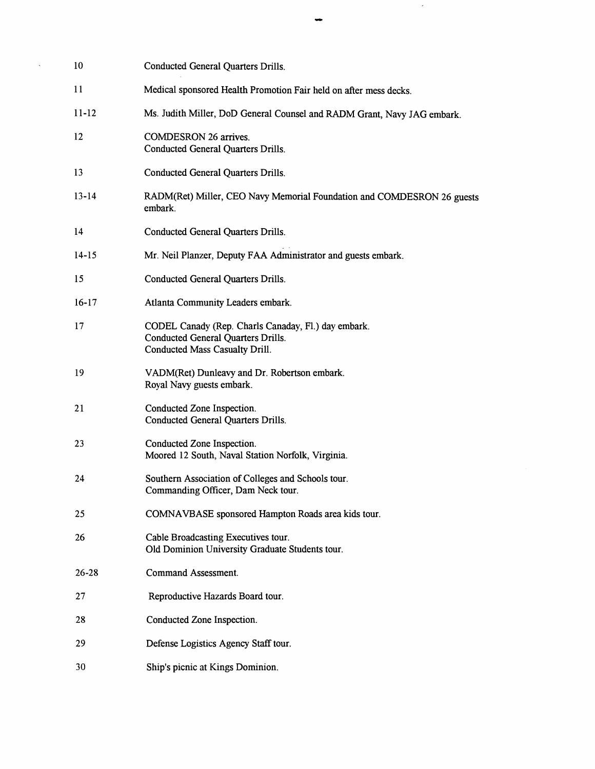| | |
|---|---|
| 10 | Conducted General Quarters Drills. |
| 11 | Medical sponsored Health Promotion Fair held on after mess decks. |
| 11-12 | Ms. Judith Miller, DoD General Counsel and RADM Grant, Navy JAG embark. |
| 12 | COMDESRON 26 arrives.<br>Conducted General Quarters Drills. |
| 13 | Conducted General Quarters Drills. |
| 13-14 | RADM(Ret) Miller, CEO Navy Memorial Foundation and COMDESRON 26 guests embark. |
| 14 | Conducted General Quarters Drills. |
| 14-15 | Mr. Neil Planzer, Deputy FAA Administrator and guests embark. |
| 15 | Conducted General Quarters Drills. |
| 16-17 | Atlanta Community Leaders embark. |
| 17 | CODEL Canady (Rep. Charls Canaday, Fl.) day embark.<br>Conducted General Quarters Drills.<br>Conducted Mass Casualty Drill. |
| 19 | VADM(Ret) Dunleavy and Dr. Robertson embark.<br>Royal Navy guests embark. |
| 21 | Conducted Zone Inspection.<br>Conducted General Quarters Drills. |
| 23 | Conducted Zone Inspection.<br>Moored 12 South, Naval Station Norfolk, Virginia. |
| 24 | Southern Association of Colleges and Schools tour.<br>Commanding Officer, Dam Neck tour. |
| 25 | COMNAVBASE sponsored Hampton Roads area kids tour. |
| 26 | Cable Broadcasting Executives tour.<br>Old Dominion University Graduate Students tour. |
| 26-28 | Command Assessment. |
| 27 | Reproductive Hazards Board tour. |
| 28 | Conducted Zone Inspection. |
| 29 | Defense Logistics Agency Staff tour. |
| 30 | Ship's picnic at Kings Dominion. |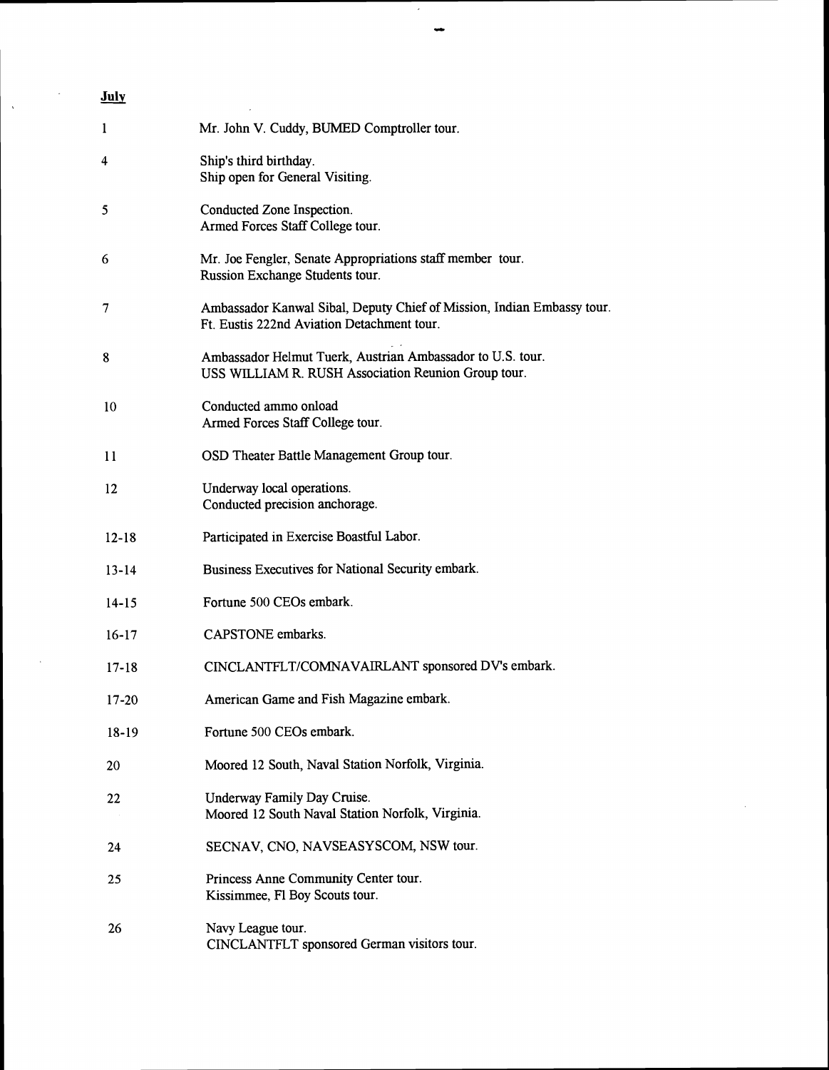**July**

| | |
|---|---|
| 1 | Mr. John V. Cuddy, BUMED Comptroller tour. |
| 4 | Ship's third birthday.<br>Ship open for General Visiting. |
| 5 | Conducted Zone Inspection.<br>Armed Forces Staff College tour. |
| 6 | Mr. Joe Fengler, Senate Appropriations staff member tour.<br>Russion Exchange Students tour. |
| 7 | Ambassador Kanwal Sibal, Deputy Chief of Mission, Indian Embassy tour.<br>Ft. Eustis 222nd Aviation Detachment tour. |
| 8 | Ambassador Helmut Tuerk, Austrian Ambassador to U.S. tour.<br>USS WILLIAM R. RUSH Association Reunion Group tour. |
| 10 | Conducted ammo onload<br>Armed Forces Staff College tour. |
| 11 | OSD Theater Battle Management Group tour. |
| 12 | Underway local operations.<br>Conducted precision anchorage. |
| 12-18 | Participated in Exercise Boastful Labor. |
| 13-14 | Business Executives for National Security embark. |
| 14-15 | Fortune 500 CEOs embark. |
| 16-17 | CAPSTONE embarks. |
| 17-18 | CINCLANTFLT/COMNAVAIRLANT sponsored DV's embark. |
| 17-20 | American Game and Fish Magazine embark. |
| 18-19 | Fortune 500 CEOs embark. |
| 20 | Moored 12 South, Naval Station Norfolk, Virginia. |
| 22 | Underway Family Day Cruise.<br>Moored 12 South Naval Station Norfolk, Virginia. |
| 24 | SECNAV, CNO, NAVSEASYSCOM, NSW tour. |
| 25 | Princess Anne Community Center tour.<br>Kissimmee, Fl Boy Scouts tour. |
| 26 | Navy League tour.<br>CINCLANTFLT sponsored German visitors tour. |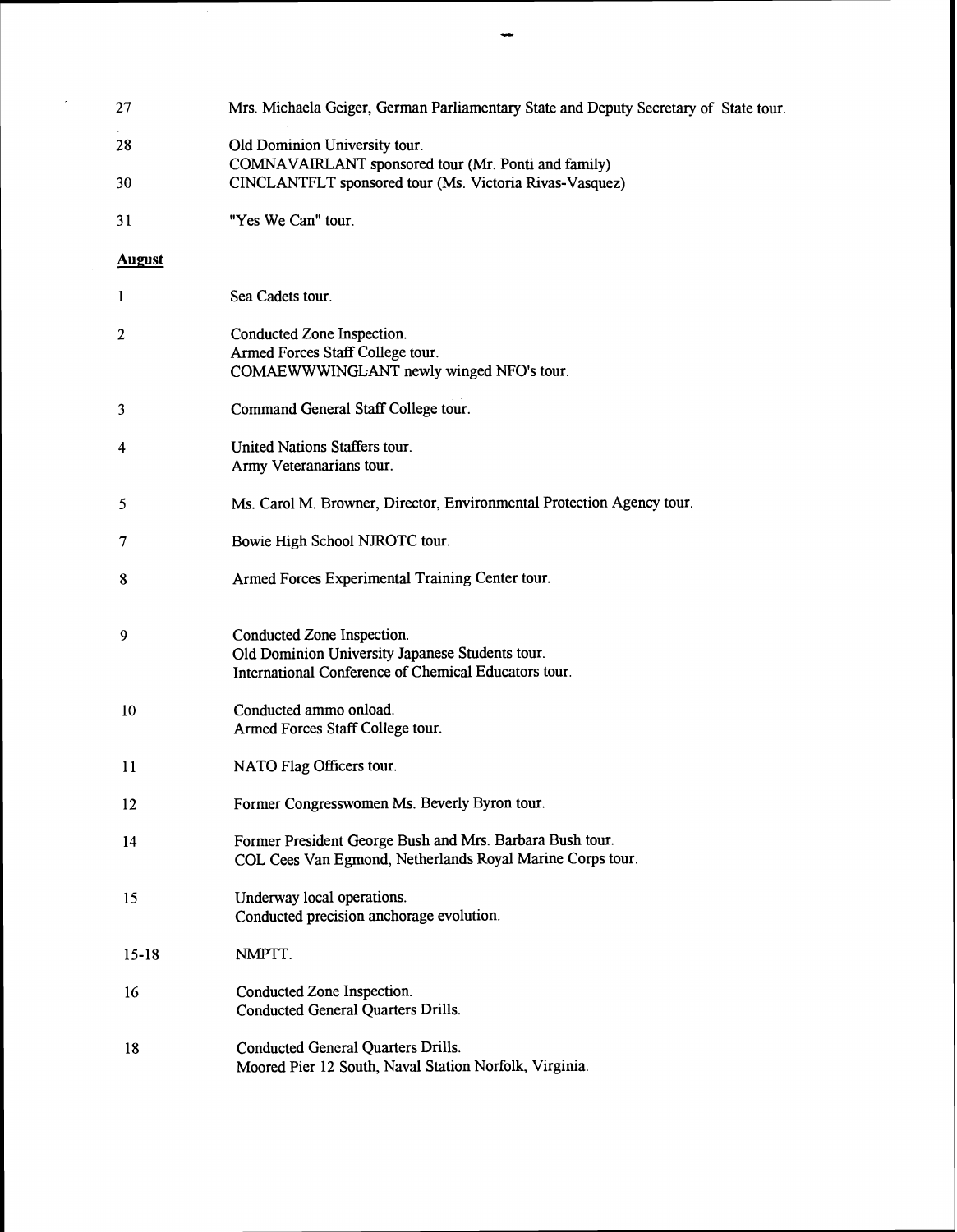27 Mrs. Michaela Geiger, German Parliamentary State and Deputy Secretary of State tour.

28 Old Dominion University tour.
COMNAVAIRLANT sponsored tour (Mr. Ponti and family)

30 CINCLANTFLT sponsored tour (Ms. Victoria Rivas-Vasquez)

31 "Yes We Can" tour.

**August**

1 Sea Cadets tour.

2 Conducted Zone Inspection.
Armed Forces Staff College tour.
COMAEWWWINGLANT newly winged NFO's tour.

3 Command General Staff College tour.

4 United Nations Staffers tour.
Army Veteranarians tour.

5 Ms. Carol M. Browner, Director, Environmental Protection Agency tour.

7 Bowie High School NJROTC tour.

8 Armed Forces Experimental Training Center tour.

9 Conducted Zone Inspection.
Old Dominion University Japanese Students tour.
International Conference of Chemical Educators tour.

10 Conducted ammo onload.
Armed Forces Staff College tour.

11 NATO Flag Officers tour.

12 Former Congresswomen Ms. Beverly Byron tour.

14 Former President George Bush and Mrs. Barbara Bush tour.
COL Cees Van Egmond, Netherlands Royal Marine Corps tour.

15 Underway local operations.
Conducted precision anchorage evolution.

15-18 NMPTT.

16 Conducted Zone Inspection.
Conducted General Quarters Drills.

18 Conducted General Quarters Drills.
Moored Pier 12 South, Naval Station Norfolk, Virginia.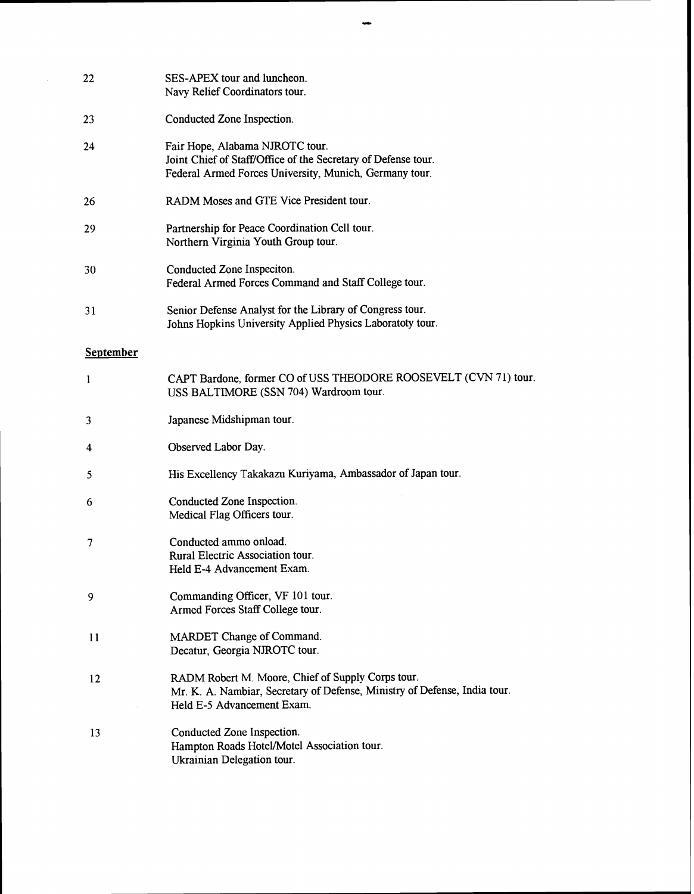22 SES-APEX tour and luncheon.
Navy Relief Coordinators tour.

23 Conducted Zone Inspection.

24 Fair Hope, Alabama NJROTC tour.
Joint Chief of Staff/Office of the Secretary of Defense tour.
Federal Armed Forces University, Munich, Germany tour.

26 RADM Moses and GTE Vice President tour.

29 Partnership for Peace Coordination Cell tour.
Northern Virginia Youth Group tour.

30 Conducted Zone Inspeciton.
Federal Armed Forces Command and Staff College tour.

31 Senior Defense Analyst for the Library of Congress tour.
Johns Hopkins University Applied Physics Laboratoty tour.

**September**

1 CAPT Bardone, former CO of USS THEODORE ROOSEVELT (CVN 71) tour.
USS BALTIMORE (SSN 704) Wardroom tour.

3 Japanese Midshipman tour.

4 Observed Labor Day.

5 His Excellency Takakazu Kuriyama, Ambassador of Japan tour.

6 Conducted Zone Inspection.
Medical Flag Officers tour.

7 Conducted ammo onload.
Rural Electric Association tour.
Held E-4 Advancement Exam.

9 Commanding Officer, VF 101 tour.
Armed Forces Staff College tour.

11 MARDET Change of Command.
Decatur, Georgia NJROTC tour.

12 RADM Robert M. Moore, Chief of Supply Corps tour.
Mr. K. A. Nambiar, Secretary of Defense, Ministry of Defense, India tour.
Held E-5 Advancement Exam.

13 Conducted Zone Inspection.
Hampton Roads Hotel/Motel Association tour.
Ukrainian Delegation tour.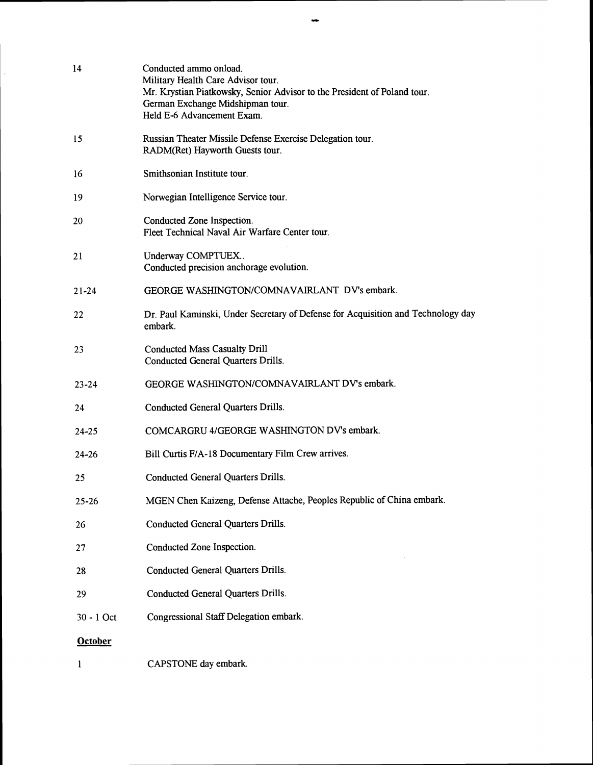| | |
|---|---|
| 14 | Conducted ammo onload.<br>Military Health Care Advisor tour.<br>Mr. Krystian Piatkowsky, Senior Advisor to the President of Poland tour.<br>German Exchange Midshipman tour.<br>Held E-6 Advancement Exam. |
| 15 | Russian Theater Missile Defense Exercise Delegation tour.<br>RADM(Ret) Hayworth Guests tour. |
| 16 | Smithsonian Institute tour. |
| 19 | Norwegian Intelligence Service tour. |
| 20 | Conducted Zone Inspection.<br>Fleet Technical Naval Air Warfare Center tour. |
| 21 | Underway COMPTUEX..<br>Conducted precision anchorage evolution. |
| 21-24 | GEORGE WASHINGTON/COMNAVAIRLANT DV's embark. |
| 22 | Dr. Paul Kaminski, Under Secretary of Defense for Acquisition and Technology day embark. |
| 23 | Conducted Mass Casualty Drill<br>Conducted General Quarters Drills. |
| 23-24 | GEORGE WASHINGTON/COMNAVAIRLANT DV's embark. |
| 24 | Conducted General Quarters Drills. |
| 24-25 | COMCARGRU 4/GEORGE WASHINGTON DV's embark. |
| 24-26 | Bill Curtis F/A-18 Documentary Film Crew arrives. |
| 25 | Conducted General Quarters Drills. |
| 25-26 | MGEN Chen Kaizeng, Defense Attache, Peoples Republic of China embark. |
| 26 | Conducted General Quarters Drills. |
| 27 | Conducted Zone Inspection. |
| 28 | Conducted General Quarters Drills. |
| 29 | Conducted General Quarters Drills. |
| 30 - 1 Oct | Congressional Staff Delegation embark. |

**October**

| | |
|---|---|
| 1 | CAPSTONE day embark. |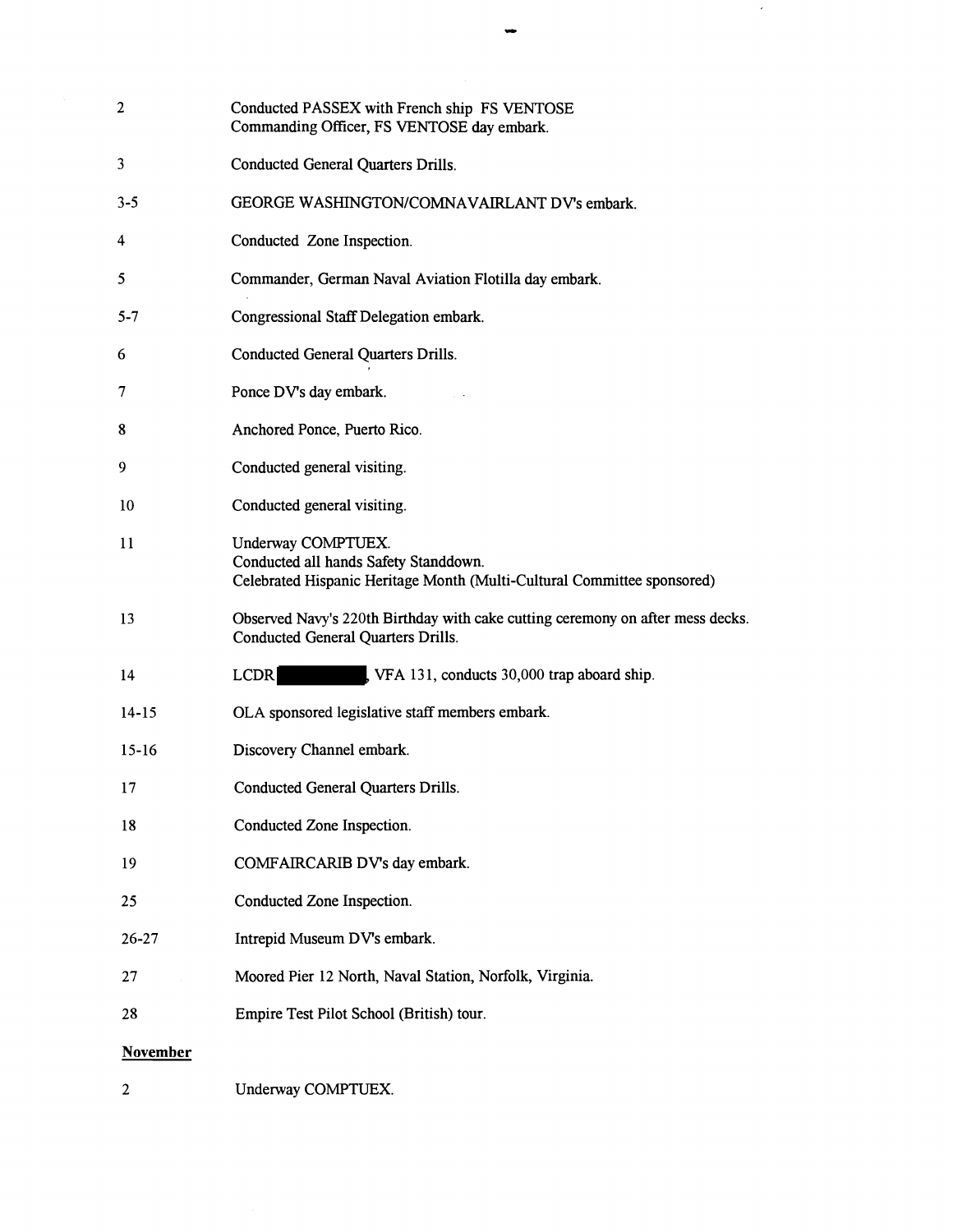| | |
|---|---|
| 2 | Conducted PASSEX with French ship FS VENTOSE<br>Commanding Officer, FS VENTOSE day embark. |
| 3 | Conducted General Quarters Drills. |
| 3-5 | GEORGE WASHINGTON/COMNAVAIRLANT DV's embark. |
| 4 | Conducted Zone Inspection. |
| 5 | Commander, German Naval Aviation Flotilla day embark. |
| 5-7 | Congressional Staff Delegation embark. |
| 6 | Conducted General Quarters Drills. |
| 7 | Ponce DV's day embark. |
| 8 | Anchored Ponce, Puerto Rico. |
| 9 | Conducted general visiting. |
| 10 | Conducted general visiting. |
| 11 | Underway COMPTUEX.<br>Conducted all hands Safety Standdown.<br>Celebrated Hispanic Heritage Month (Multi-Cultural Committee sponsored) |
| 13 | Observed Navy's 220th Birthday with cake cutting ceremony on after mess decks.<br>Conducted General Quarters Drills. |
| 14 | LCDR [REDACTED], VFA 131, conducts 30,000 trap aboard ship. |
| 14-15 | OLA sponsored legislative staff members embark. |
| 15-16 | Discovery Channel embark. |
| 17 | Conducted General Quarters Drills. |
| 18 | Conducted Zone Inspection. |
| 19 | COMFAIRCARIB DV's day embark. |
| 25 | Conducted Zone Inspection. |
| 26-27 | Intrepid Museum DV's embark. |
| 27 | Moored Pier 12 North, Naval Station, Norfolk, Virginia. |
| 28 | Empire Test Pilot School (British) tour. |

**November**

| | |
|---|---|
| 2 | Underway COMPTUEX. |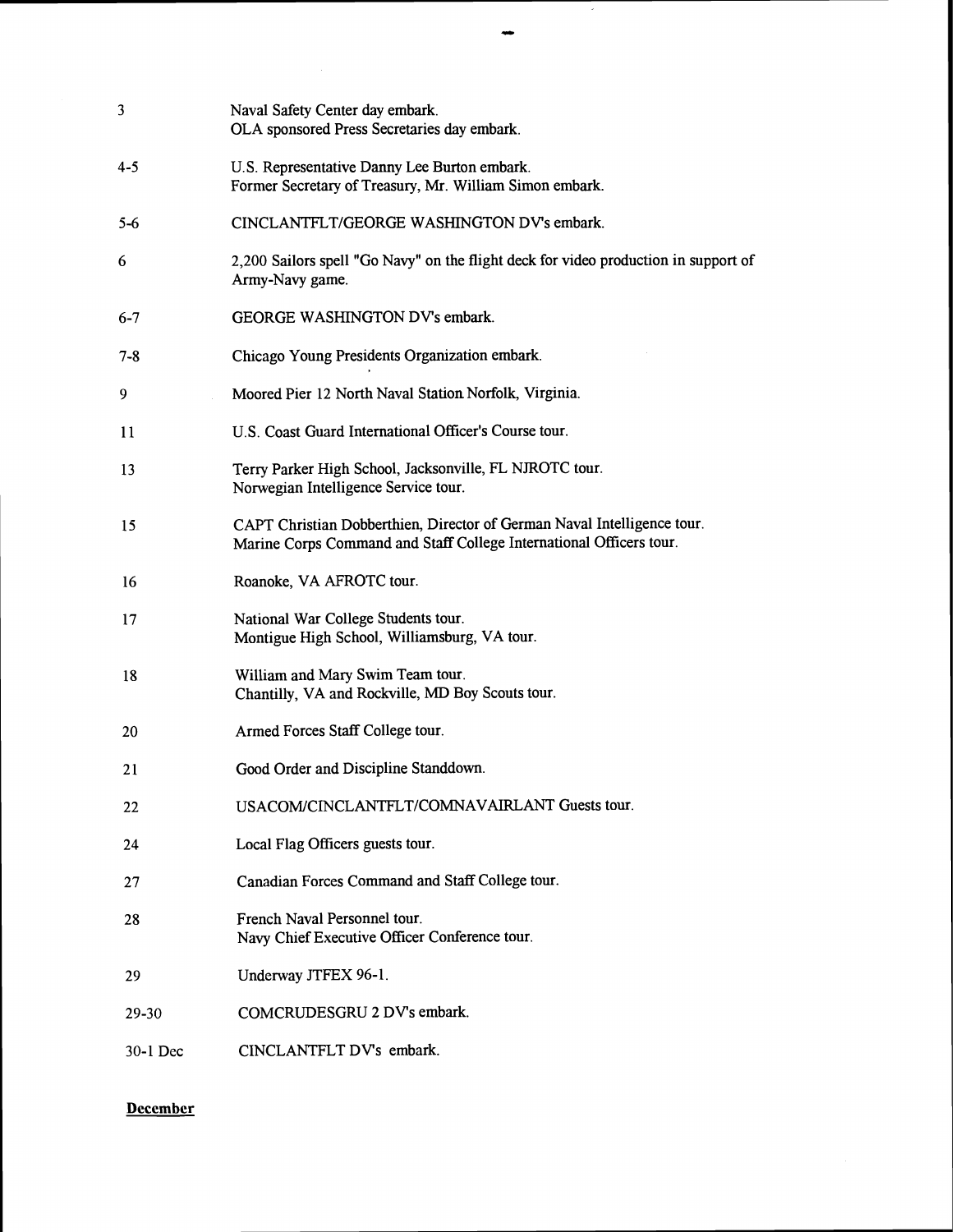| | |
|---|---|
| 3 | Naval Safety Center day embark.<br>OLA sponsored Press Secretaries day embark. |
| 4-5 | U.S. Representative Danny Lee Burton embark.<br>Former Secretary of Treasury, Mr. William Simon embark. |
| 5-6 | CINCLANTFLT/GEORGE WASHINGTON DV's embark. |
| 6 | 2,200 Sailors spell "Go Navy" on the flight deck for video production in support of Army-Navy game. |
| 6-7 | GEORGE WASHINGTON DV's embark. |
| 7-8 | Chicago Young Presidents Organization embark. |
| 9 | Moored Pier 12 North Naval Station Norfolk, Virginia. |
| 11 | U.S. Coast Guard International Officer's Course tour. |
| 13 | Terry Parker High School, Jacksonville, FL NJROTC tour.<br>Norwegian Intelligence Service tour. |
| 15 | CAPT Christian Dobberthien, Director of German Naval Intelligence tour.<br>Marine Corps Command and Staff College International Officers tour. |
| 16 | Roanoke, VA AFROTC tour. |
| 17 | National War College Students tour.<br>Montigue High School, Williamsburg, VA tour. |
| 18 | William and Mary Swim Team tour.<br>Chantilly, VA and Rockville, MD Boy Scouts tour. |
| 20 | Armed Forces Staff College tour. |
| 21 | Good Order and Discipline Standdown. |
| 22 | USACOM/CINCLANTFLT/COMNAVAIRLANT Guests tour. |
| 24 | Local Flag Officers guests tour. |
| 27 | Canadian Forces Command and Staff College tour. |
| 28 | French Naval Personnel tour.<br>Navy Chief Executive Officer Conference tour. |
| 29 | Underway JTFEX 96-1. |
| 29-30 | COMCRUDESGRU 2 DV's embark. |
| 30-1 Dec | CINCLANTFLT DV's embark. |

**December**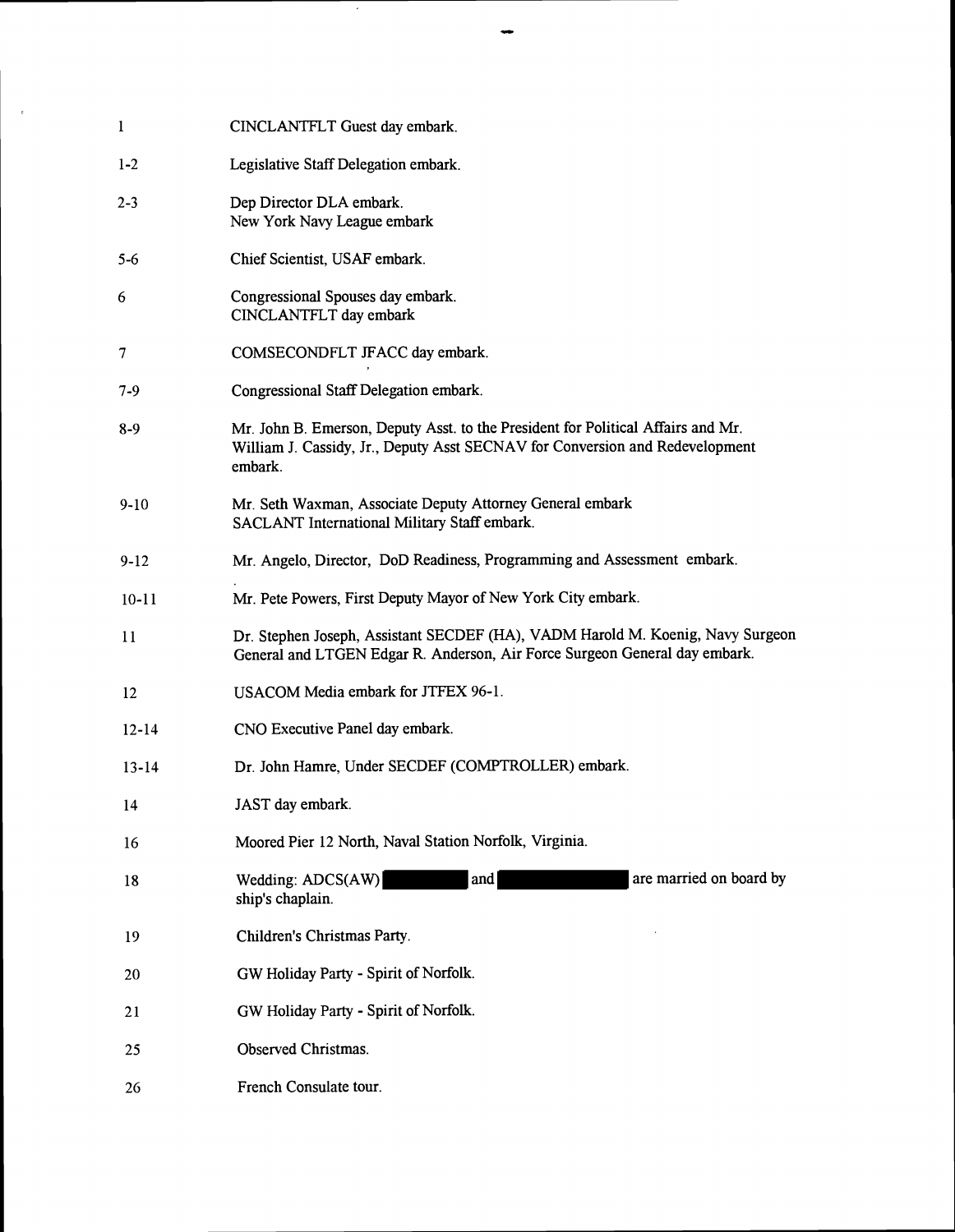| | |
|---|---|
| 1 | CINCLANTFLT Guest day embark. |
| 1-2 | Legislative Staff Delegation embark. |
| 2-3 | Dep Director DLA embark.<br>New York Navy League embark |
| 5-6 | Chief Scientist, USAF embark. |
| 6 | Congressional Spouses day embark.<br>CINCLANTFLT day embark |
| 7 | COMSECONDFLT JFACC day embark. |
| 7-9 | Congressional Staff Delegation embark. |
| 8-9 | Mr. John B. Emerson, Deputy Asst. to the President for Political Affairs and Mr. William J. Cassidy, Jr., Deputy Asst SECNAV for Conversion and Redevelopment embark. |
| 9-10 | Mr. Seth Waxman, Associate Deputy Attorney General embark<br>SACLANT International Military Staff embark. |
| 9-12 | Mr. Angelo, Director, DoD Readiness, Programming and Assessment embark. |
| 10-11 | Mr. Pete Powers, First Deputy Mayor of New York City embark. |
| 11 | Dr. Stephen Joseph, Assistant SECDEF (HA), VADM Harold M. Koenig, Navy Surgeon General and LTGEN Edgar R. Anderson, Air Force Surgeon General day embark. |
| 12 | USACOM Media embark for JTFEX 96-1. |
| 12-14 | CNO Executive Panel day embark. |
| 13-14 | Dr. John Hamre, Under SECDEF (COMPTROLLER) embark. |
| 14 | JAST day embark. |
| 16 | Moored Pier 12 North, Naval Station Norfolk, Virginia. |
| 18 | Wedding: ADCS(AW) [REDACTED] and [REDACTED] are married on board by ship's chaplain. |
| 19 | Children's Christmas Party. |
| 20 | GW Holiday Party - Spirit of Norfolk. |
| 21 | GW Holiday Party - Spirit of Norfolk. |
| 25 | Observed Christmas. |
| 26 | French Consulate tour. |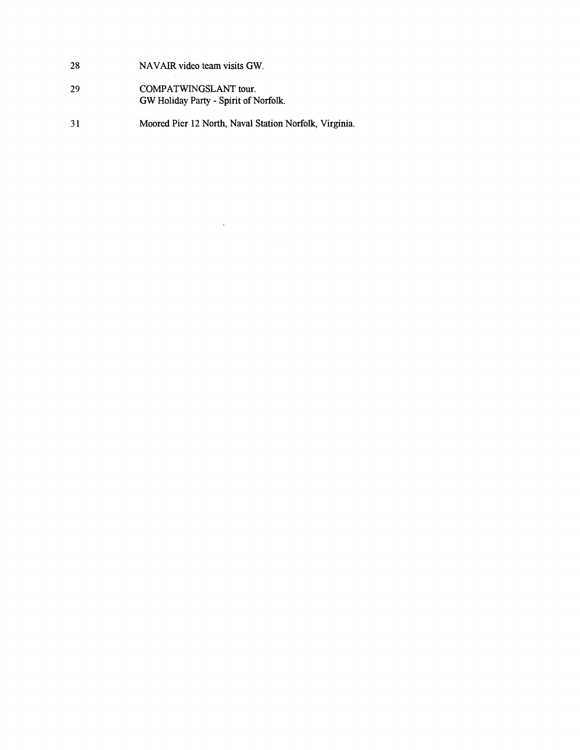| | |
|---|---|
| 28 | NAVAIR video team visits GW. |
| 29 | COMPATWINGSLANT tour.<br>GW Holiday Party - Spirit of Norfolk. |
| 31 | Moored Pier 12 North, Naval Station Norfolk, Virginia. |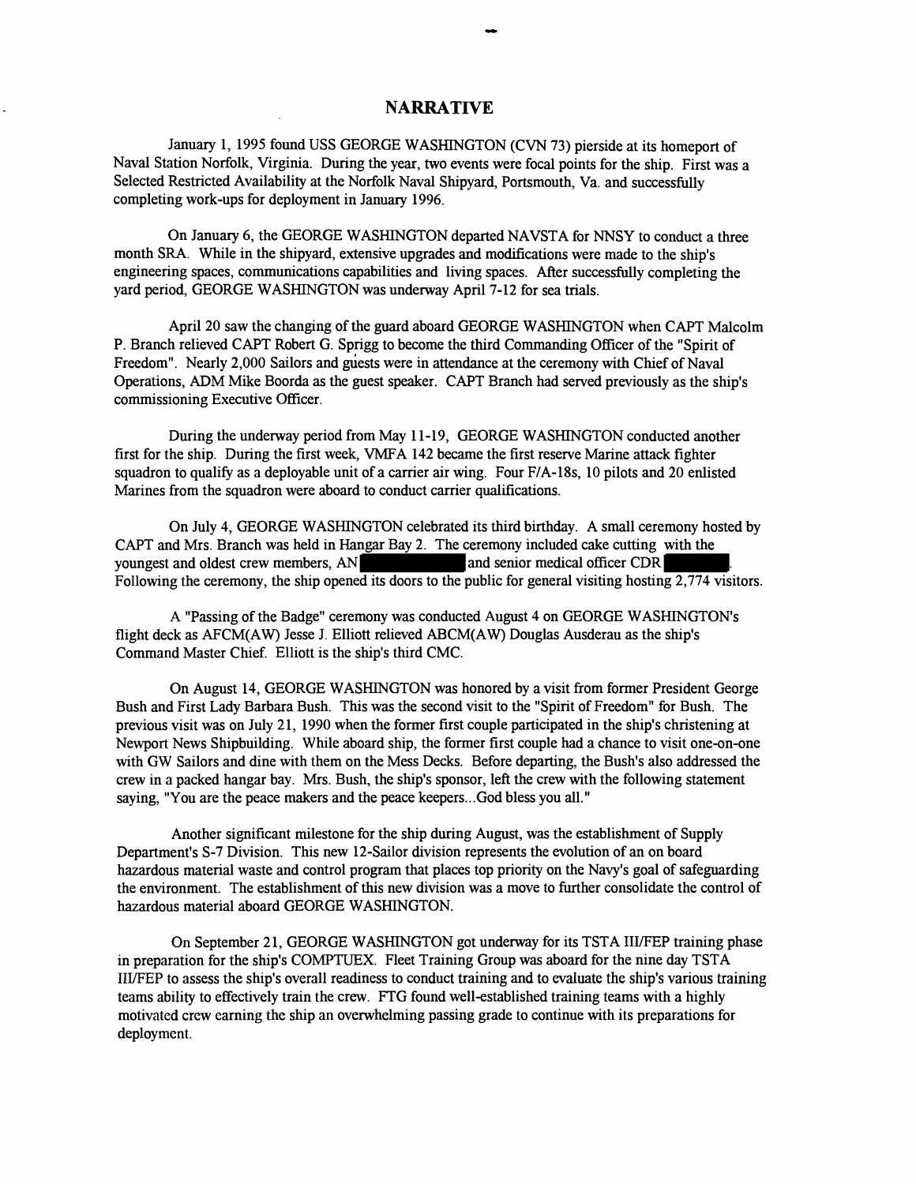# NARRATIVE

January 1, 1995 found USS GEORGE WASHINGTON (CVN 73) pierside at its homeport of Naval Station Norfolk, Virginia. During the year, two events were focal points for the ship. First was a Selected Restricted Availability at the Norfolk Naval Shipyard, Portsmouth, Va. and successfully completing work-ups for deployment in January 1996.

On January 6, the GEORGE WASHINGTON departed NAVSTA for NNSY to conduct a three month SRA. While in the shipyard, extensive upgrades and modifications were made to the ship's engineering spaces, communications capabilities and living spaces. After successfully completing the yard period, GEORGE WASHINGTON was underway April 7-12 for sea trials.

April 20 saw the changing of the guard aboard GEORGE WASHINGTON when CAPT Malcolm P. Branch relieved CAPT Robert G. Sprigg to become the third Commanding Officer of the "Spirit of Freedom". Nearly 2,000 Sailors and guests were in attendance at the ceremony with Chief of Naval Operations, ADM Mike Boorda as the guest speaker. CAPT Branch had served previously as the ship's commissioning Executive Officer.

During the underway period from May 11-19, GEORGE WASHINGTON conducted another first for the ship. During the first week, VMFA 142 became the first reserve Marine attack fighter squadron to qualify as a deployable unit of a carrier air wing. Four F/A-18s, 10 pilots and 20 enlisted Marines from the squadron were aboard to conduct carrier qualifications.

On July 4, GEORGE WASHINGTON celebrated its third birthday. A small ceremony hosted by CAPT and Mrs. Branch was held in Hangar Bay 2. The ceremony included cake cutting with the youngest and oldest crew members, AN [REDACTED] and senior medical officer CDR [REDACTED]. Following the ceremony, the ship opened its doors to the public for general visiting hosting 2,774 visitors.

A "Passing of the Badge" ceremony was conducted August 4 on GEORGE WASHINGTON's flight deck as AFCM(AW) Jesse J. Elliott relieved ABCM(AW) Douglas Ausderau as the ship's Command Master Chief. Elliott is the ship's third CMC.

On August 14, GEORGE WASHINGTON was honored by a visit from former President George Bush and First Lady Barbara Bush. This was the second visit to the "Spirit of Freedom" for Bush. The previous visit was on July 21, 1990 when the former first couple participated in the ship's christening at Newport News Shipbuilding. While aboard ship, the former first couple had a chance to visit one-on-one with GW Sailors and dine with them on the Mess Decks. Before departing, the Bush's also addressed the crew in a packed hangar bay. Mrs. Bush, the ship's sponsor, left the crew with the following statement saying, "You are the peace makers and the peace keepers...God bless you all."

Another significant milestone for the ship during August, was the establishment of Supply Department's S-7 Division. This new 12-Sailor division represents the evolution of an on board hazardous material waste and control program that places top priority on the Navy's goal of safeguarding the environment. The establishment of this new division was a move to further consolidate the control of hazardous material aboard GEORGE WASHINGTON.

On September 21, GEORGE WASHINGTON got underway for its TSTA III/FEP training phase in preparation for the ship's COMPTUEX. Fleet Training Group was aboard for the nine day TSTA III/FEP to assess the ship's overall readiness to conduct training and to evaluate the ship's various training teams ability to effectively train the crew. FTG found well-established training teams with a highly motivated crew earning the ship an overwhelming passing grade to continue with its preparations for deployment.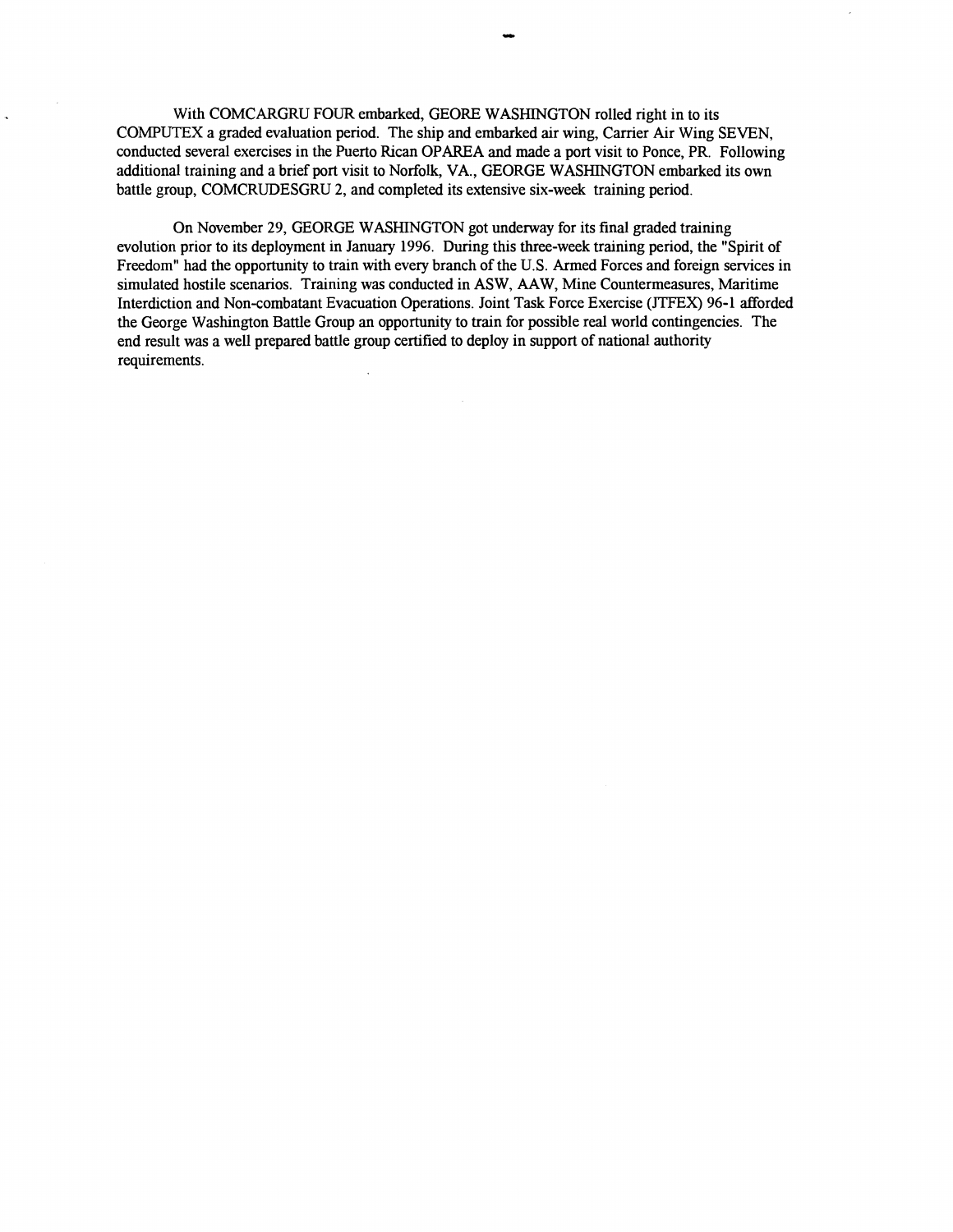With COMCARGRU FOUR embarked, GEORE WASHINGTON rolled right in to its COMPUTEX a graded evaluation period. The ship and embarked air wing, Carrier Air Wing SEVEN, conducted several exercises in the Puerto Rican OPAREA and made a port visit to Ponce, PR. Following additional training and a brief port visit to Norfolk, VA., GEORGE WASHINGTON embarked its own battle group, COMCRUDESGRU 2, and completed its extensive six-week training period.

On November 29, GEORGE WASHINGTON got underway for its final graded training evolution prior to its deployment in January 1996. During this three-week training period, the "Spirit of Freedom" had the opportunity to train with every branch of the U.S. Armed Forces and foreign services in simulated hostile scenarios. Training was conducted in ASW, AAW, Mine Countermeasures, Maritime Interdiction and Non-combatant Evacuation Operations. Joint Task Force Exercise (JTFEX) 96-1 afforded the George Washington Battle Group an opportunity to train for possible real world contingencies. The end result was a well prepared battle group certified to deploy in support of national authority requirements.